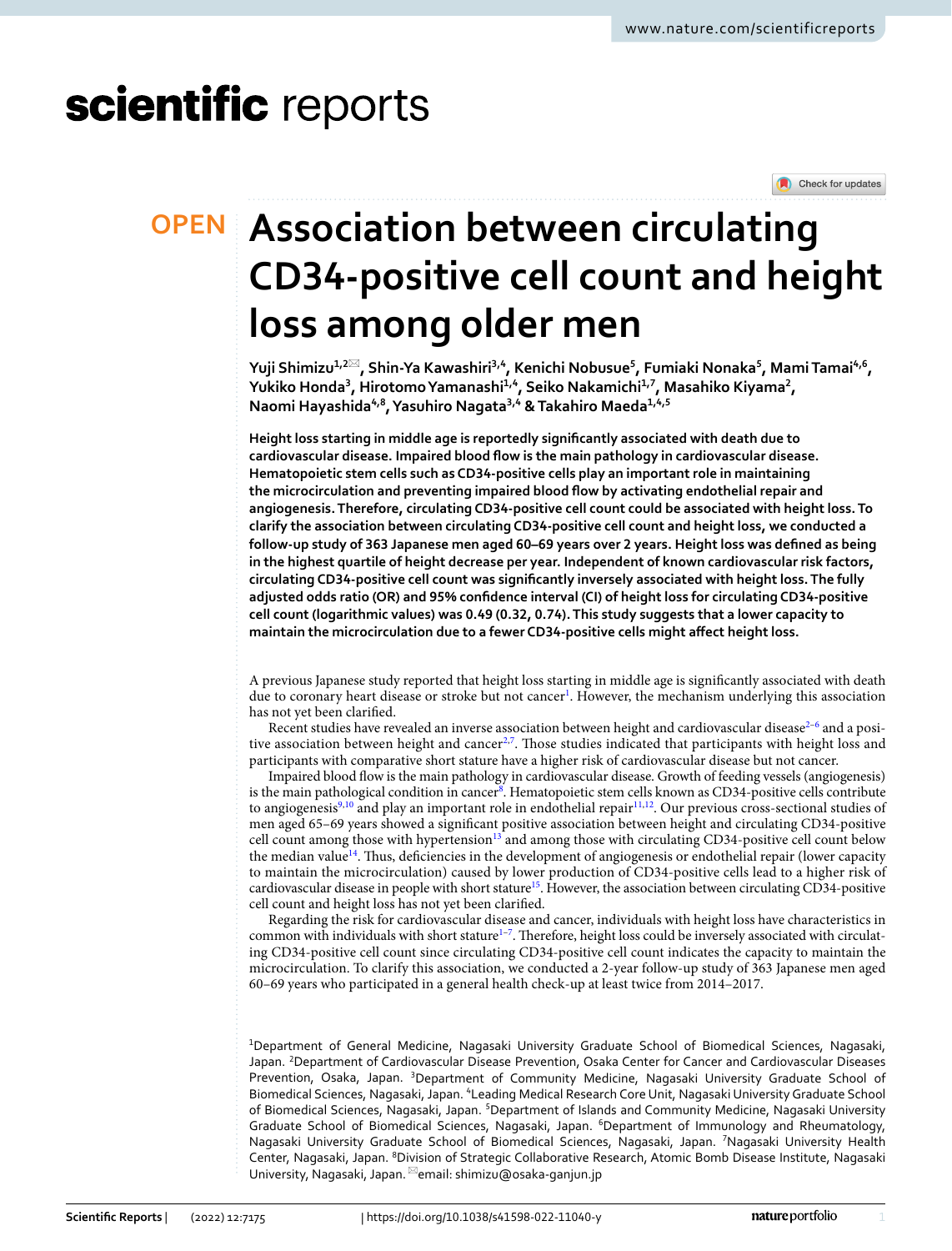OPEN

# Association between circulating CD34-positive cell count and height loss among older men

**Yuji Shimizu[1,2✉], Shin-Ya Kawashiri[3,4], Kenichi Nobusue[5], Fumiaki Nonaka[5], Mami Tamai[4,6], Yukiko Honda[3], Hirotomo Yamanashi[1,4], Seiko Nakamichi[1,7], Masahiko Kiyama[2], Naomi Hayashida[4,8], Yasuhiro Nagata[3,4] & Takahiro Maeda[1,4,5]**

**Height loss starting in middle age is reportedly significantly associated with death due to cardiovascular disease. Impaired blood flow is the main pathology in cardiovascular disease. Hematopoietic stem cells such as CD34-positive cells play an important role in maintaining the microcirculation and preventing impaired blood flow by activating endothelial repair and angiogenesis. Therefore, circulating CD34-positive cell count could be associated with height loss. To clarify the association between circulating CD34-positive cell count and height loss, we conducted a follow-up study of 363 Japanese men aged 60–69 years over 2 years. Height loss was defined as being in the highest quartile of height decrease per year. Independent of known cardiovascular risk factors, circulating CD34-positive cell count was significantly inversely associated with height loss. The fully adjusted odds ratio (OR) and 95% confidence interval (CI) of height loss for circulating CD34-positive cell count (logarithmic values) was 0.49 (0.32, 0.74). This study suggests that a lower capacity to maintain the microcirculation due to a fewer CD34-positive cells might affect height loss.**

A previous Japanese study reported that height loss starting in middle age is significantly associated with death due to coronary heart disease or stroke but not cancer[1]. However, the mechanism underlying this association has not yet been clarified.

Recent studies have revealed an inverse association between height and cardiovascular disease[2–6] and a positive association between height and cancer[2,7]. Those studies indicated that participants with height loss and participants with comparative short stature have a higher risk of cardiovascular disease but not cancer.

Impaired blood flow is the main pathology in cardiovascular disease. Growth of feeding vessels (angiogenesis) is the main pathological condition in cancer[8]. Hematopoietic stem cells known as CD34-positive cells contribute to angiogenesis[9,10] and play an important role in endothelial repair[11,12]. Our previous cross-sectional studies of men aged 65–69 years showed a significant positive association between height and circulating CD34-positive cell count among those with hypertension[13] and among those with circulating CD34-positive cell count below the median value[14]. Thus, deficiencies in the development of angiogenesis or endothelial repair (lower capacity to maintain the microcirculation) caused by lower production of CD34-positive cells lead to a higher risk of cardiovascular disease in people with short stature[15]. However, the association between circulating CD34-positive cell count and height loss has not yet been clarified.

Regarding the risk for cardiovascular disease and cancer, individuals with height loss have characteristics in common with individuals with short stature[1–7]. Therefore, height loss could be inversely associated with circulating CD34-positive cell count since circulating CD34-positive cell count indicates the capacity to maintain the microcirculation. To clarify this association, we conducted a 2-year follow-up study of 363 Japanese men aged 60–69 years who participated in a general health check-up at least twice from 2014–2017.

[1]Department of General Medicine, Nagasaki University Graduate School of Biomedical Sciences, Nagasaki, Japan. [2]Department of Cardiovascular Disease Prevention, Osaka Center for Cancer and Cardiovascular Diseases Prevention, Osaka, Japan. [3]Department of Community Medicine, Nagasaki University Graduate School of Biomedical Sciences, Nagasaki, Japan. [4]Leading Medical Research Core Unit, Nagasaki University Graduate School of Biomedical Sciences, Nagasaki, Japan. [5]Department of Islands and Community Medicine, Nagasaki University Graduate School of Biomedical Sciences, Nagasaki, Japan. [6]Department of Immunology and Rheumatology, Nagasaki University Graduate School of Biomedical Sciences, Nagasaki, Japan. [7]Nagasaki University Health Center, Nagasaki, Japan. [8]Division of Strategic Collaborative Research, Atomic Bomb Disease Institute, Nagasaki University, Nagasaki, Japan. ✉email: shimizu@osaka-ganjun.jp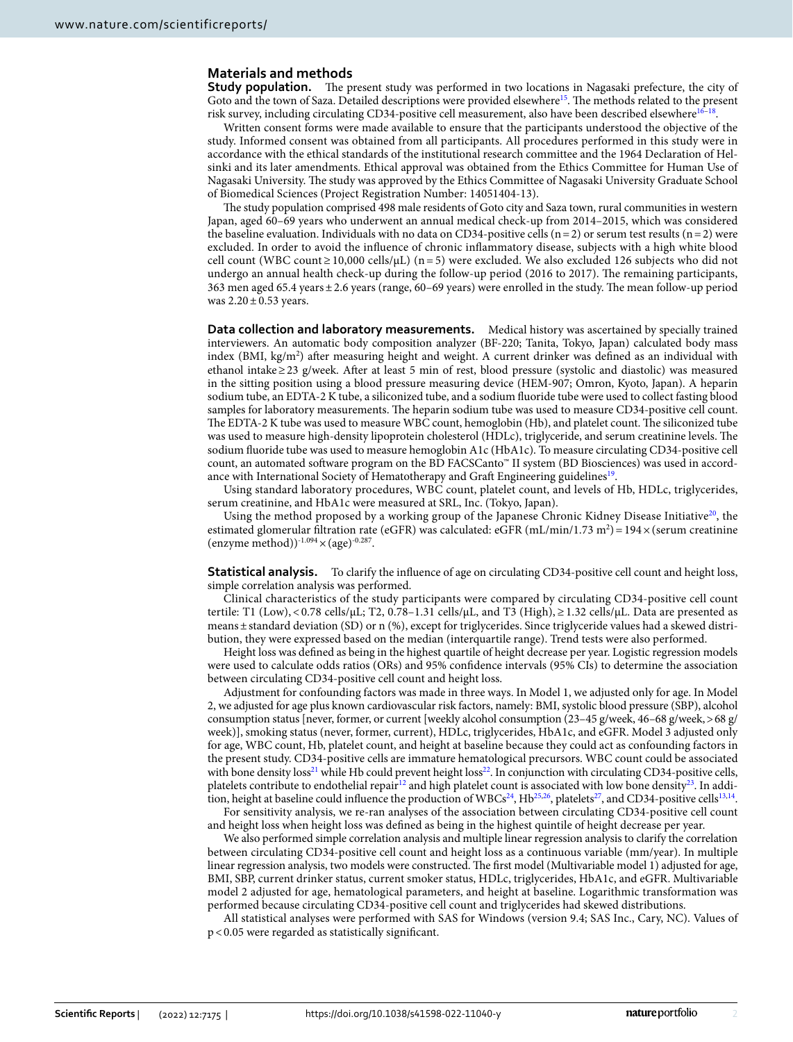## Materials and methods

**Study population.** The present study was performed in two locations in Nagasaki prefecture, the city of Goto and the town of Saza. Detailed descriptions were provided elsewhere[15]. The methods related to the present risk survey, including circulating CD34-positive cell measurement, also have been described elsewhere[16–18].

Written consent forms were made available to ensure that the participants understood the objective of the study. Informed consent was obtained from all participants. All procedures performed in this study were in accordance with the ethical standards of the institutional research committee and the 1964 Declaration of Helsinki and its later amendments. Ethical approval was obtained from the Ethics Committee for Human Use of Nagasaki University. The study was approved by the Ethics Committee of Nagasaki University Graduate School of Biomedical Sciences (Project Registration Number: 14051404-13).

The study population comprised 498 male residents of Goto city and Saza town, rural communities in western Japan, aged 60–69 years who underwent an annual medical check-up from 2014–2015, which was considered the baseline evaluation. Individuals with no data on CD34-positive cells (n = 2) or serum test results (n = 2) were excluded. In order to avoid the influence of chronic inflammatory disease, subjects with a high white blood cell count (WBC count ≥ 10,000 cells/μL) (n = 5) were excluded. We also excluded 126 subjects who did not undergo an annual health check-up during the follow-up period (2016 to 2017). The remaining participants, 363 men aged 65.4 years ± 2.6 years (range, 60–69 years) were enrolled in the study. The mean follow-up period was 2.20 ± 0.53 years.

**Data collection and laboratory measurements.** Medical history was ascertained by specially trained interviewers. An automatic body composition analyzer (BF-220; Tanita, Tokyo, Japan) calculated body mass index (BMI, kg/m$^2$) after measuring height and weight. A current drinker was defined as an individual with ethanol intake ≥ 23 g/week. After at least 5 min of rest, blood pressure (systolic and diastolic) was measured in the sitting position using a blood pressure measuring device (HEM-907; Omron, Kyoto, Japan). A heparin sodium tube, an EDTA-2 K tube, a siliconized tube, and a sodium fluoride tube were used to collect fasting blood samples for laboratory measurements. The heparin sodium tube was used to measure CD34-positive cell count. The EDTA-2 K tube was used to measure WBC count, hemoglobin (Hb), and platelet count. The siliconized tube was used to measure high-density lipoprotein cholesterol (HDLc), triglyceride, and serum creatinine levels. The sodium fluoride tube was used to measure hemoglobin A1c (HbA1c). To measure circulating CD34-positive cell count, an automated software program on the BD FACSCanto™ II system (BD Biosciences) was used in accordance with International Society of Hematotherapy and Graft Engineering guidelines[19].

Using standard laboratory procedures, WBC count, platelet count, and levels of Hb, HDLc, triglycerides, serum creatinine, and HbA1c were measured at SRL, Inc. (Tokyo, Japan).

Using the method proposed by a working group of the Japanese Chronic Kidney Disease Initiative[20], the estimated glomerular filtration rate (eGFR) was calculated: eGFR (mL/min/1.73 m$^2$) = 194 × (serum creatinine (enzyme method))$^{-1.094}$ × (age)$^{-0.287}$.

**Statistical analysis.** To clarify the influence of age on circulating CD34-positive cell count and height loss, simple correlation analysis was performed.

Clinical characteristics of the study participants were compared by circulating CD34-positive cell count tertile: T1 (Low), < 0.78 cells/μL; T2, 0.78–1.31 cells/μL, and T3 (High), ≥ 1.32 cells/μL. Data are presented as means ± standard deviation (SD) or n (%), except for triglycerides. Since triglyceride values had a skewed distribution, they were expressed based on the median (interquartile range). Trend tests were also performed.

Height loss was defined as being in the highest quartile of height decrease per year. Logistic regression models were used to calculate odds ratios (ORs) and 95% confidence intervals (95% CIs) to determine the association between circulating CD34-positive cell count and height loss.

Adjustment for confounding factors was made in three ways. In Model 1, we adjusted only for age. In Model 2, we adjusted for age plus known cardiovascular risk factors, namely: BMI, systolic blood pressure (SBP), alcohol consumption status [never, former, or current [weekly alcohol consumption (23–45 g/week, 46–68 g/week, > 68 g/week)], smoking status (never, former, current), HDLc, triglycerides, HbA1c, and eGFR. Model 3 adjusted only for age, WBC count, Hb, platelet count, and height at baseline because they could act as confounding factors in the present study. CD34-positive cells are immature hematological precursors. WBC count could be associated with bone density loss[21] while Hb could prevent height loss[22]. In conjunction with circulating CD34-positive cells, platelets contribute to endothelial repair[12] and high platelet count is associated with low bone density[23]. In addition, height at baseline could influence the production of WBCs[24], Hb[25,26], platelets[27], and CD34-positive cells[13,14].

For sensitivity analysis, we re-ran analyses of the association between circulating CD34-positive cell count and height loss when height loss was defined as being in the highest quintile of height decrease per year.

We also performed simple correlation analysis and multiple linear regression analysis to clarify the correlation between circulating CD34-positive cell count and height loss as a continuous variable (mm/year). In multiple linear regression analysis, two models were constructed. The first model (Multivariable model 1) adjusted for age, BMI, SBP, current drinker status, current smoker status, HDLc, triglycerides, HbA1c, and eGFR. Multivariable model 2 adjusted for age, hematological parameters, and height at baseline. Logarithmic transformation was performed because circulating CD34-positive cell count and triglycerides had skewed distributions.

All statistical analyses were performed with SAS for Windows (version 9.4; SAS Inc., Cary, NC). Values of $p < 0.05$ were regarded as statistically significant.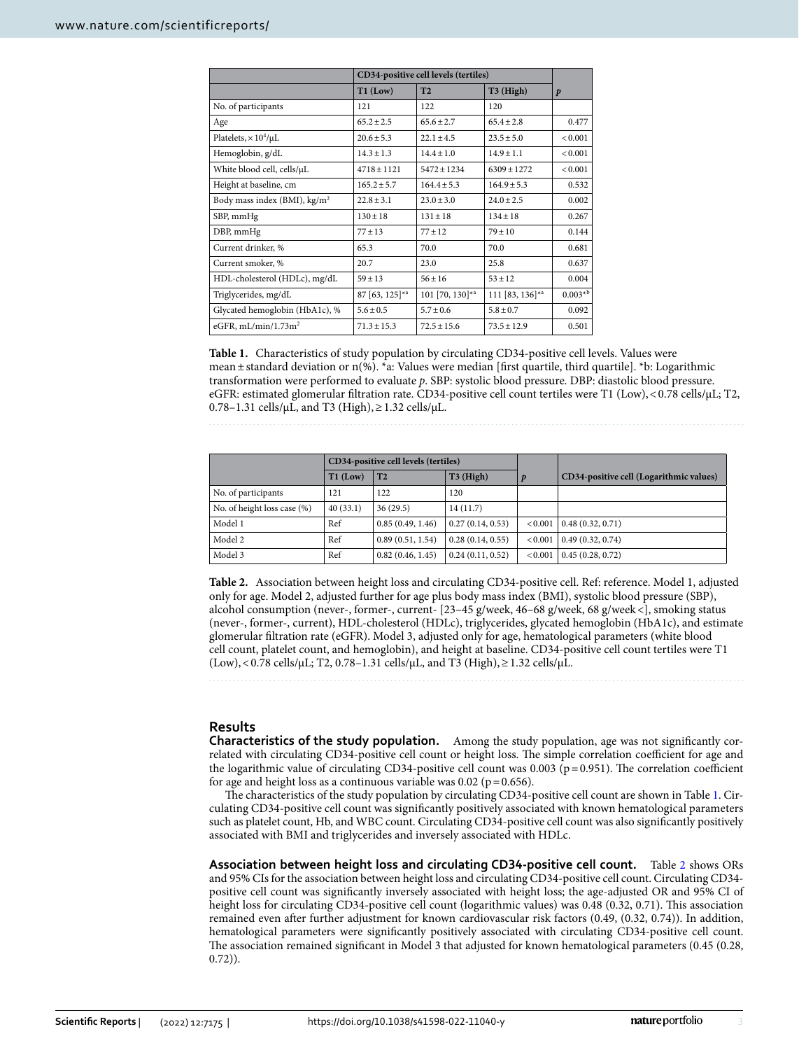|  | CD34-positive cell levels (tertiles) |  |  |  |
|---|---|---|---|---|
|  | T1 (Low) | T2 | T3 (High) | *p* |
| No. of participants | 121 | 122 | 120 |  |
| Age | 65.2 ± 2.5 | 65.6 ± 2.7 | 65.4 ± 2.8 | 0.477 |
| Platelets, $\times 10^4$/μL | 20.6 ± 5.3 | 22.1 ± 4.5 | 23.5 ± 5.0 | < 0.001 |
| Hemoglobin, g/dL | 14.3 ± 1.3 | 14.4 ± 1.0 | 14.9 ± 1.1 | < 0.001 |
| White blood cell, cells/μL | 4718 ± 1121 | 5472 ± 1234 | 6309 ± 1272 | < 0.001 |
| Height at baseline, cm | 165.2 ± 5.7 | 164.4 ± 5.3 | 164.9 ± 5.3 | 0.532 |
| Body mass index (BMI), kg/m$^2$ | 22.8 ± 3.1 | 23.0 ± 3.0 | 24.0 ± 2.5 | 0.002 |
| SBP, mmHg | 130 ± 18 | 131 ± 18 | 134 ± 18 | 0.267 |
| DBP, mmHg | 77 ± 13 | 77 ± 12 | 79 ± 10 | 0.144 |
| Current drinker, % | 65.3 | 70.0 | 70.0 | 0.681 |
| Current smoker, % | 20.7 | 23.0 | 25.8 | 0.637 |
| HDL-cholesterol (HDLc), mg/dL | 59 ± 13 | 56 ± 16 | 53 ± 12 | 0.004 |
| Triglycerides, mg/dL | 87 [63, 125]*a | 101 [70, 130]*a | 111 [83, 136]*a | 0.003*b |
| Glycated hemoglobin (HbA1c), % | 5.6 ± 0.5 | 5.7 ± 0.6 | 5.8 ± 0.7 | 0.092 |
| eGFR, mL/min/1.73m$^2$ | 71.3 ± 15.3 | 72.5 ± 15.6 | 73.5 ± 12.9 | 0.501 |

**Table 1.** Characteristics of study population by circulating CD34-positive cell levels. Values were mean ± standard deviation or n(%). *a: Values were median [first quartile, third quartile]. *b: Logarithmic transformation were performed to evaluate *p*. SBP: systolic blood pressure. DBP: diastolic blood pressure. eGFR: estimated glomerular filtration rate. CD34-positive cell count tertiles were T1 (Low), < 0.78 cells/μL; T2, 0.78–1.31 cells/μL, and T3 (High), ≥ 1.32 cells/μL.

|  | CD34-positive cell levels (tertiles) |  |  |  |  |
|---|---|---|---|---|---|
|  | T1 (Low) | T2 | T3 (High) | *p* | CD34-positive cell (Logarithmic values) |
| No. of participants | 121 | 122 | 120 |  |  |
| No. of height loss case (%) | 40 (33.1) | 36 (29.5) | 14 (11.7) |  |  |
| Model 1 | Ref | 0.85 (0.49, 1.46) | 0.27 (0.14, 0.53) | < 0.001 | 0.48 (0.32, 0.71) |
| Model 2 | Ref | 0.89 (0.51, 1.54) | 0.28 (0.14, 0.55) | < 0.001 | 0.49 (0.32, 0.74) |
| Model 3 | Ref | 0.82 (0.46, 1.45) | 0.24 (0.11, 0.52) | < 0.001 | 0.45 (0.28, 0.72) |

**Table 2.** Association between height loss and circulating CD34-positive cell. Ref: reference. Model 1, adjusted only for age. Model 2, adjusted further for age plus body mass index (BMI), systolic blood pressure (SBP), alcohol consumption (never-, former-, current- [23–45 g/week, 46–68 g/week, 68 g/week <], smoking status (never-, former-, current), HDL-cholesterol (HDLc), triglycerides, glycated hemoglobin (HbA1c), and estimate glomerular filtration rate (eGFR). Model 3, adjusted only for age, hematological parameters (white blood cell count, platelet count, and hemoglobin), and height at baseline. CD34-positive cell count tertiles were T1 (Low), < 0.78 cells/μL; T2, 0.78–1.31 cells/μL, and T3 (High), ≥ 1.32 cells/μL.

## Results

**Characteristics of the study population.** Among the study population, age was not significantly correlated with circulating CD34-positive cell count or height loss. The simple correlation coefficient for age and the logarithmic value of circulating CD34-positive cell count was 0.003 (p = 0.951). The correlation coefficient for age and height loss as a continuous variable was 0.02 (p = 0.656).

The characteristics of the study population by circulating CD34-positive cell count are shown in Table 1. Circulating CD34-positive cell count was significantly positively associated with known hematological parameters such as platelet count, Hb, and WBC count. Circulating CD34-positive cell count was also significantly positively associated with BMI and triglycerides and inversely associated with HDLc.

**Association between height loss and circulating CD34-positive cell count.** Table 2 shows ORs and 95% CIs for the association between height loss and circulating CD34-positive cell count. Circulating CD34-positive cell count was significantly inversely associated with height loss; the age-adjusted OR and 95% CI of height loss for circulating CD34-positive cell count (logarithmic values) was 0.48 (0.32, 0.71). This association remained even after further adjustment for known cardiovascular risk factors (0.49, (0.32, 0.74)). In addition, hematological parameters were significantly positively associated with circulating CD34-positive cell count. The association remained significant in Model 3 that adjusted for known hematological parameters (0.45 (0.28, 0.72)).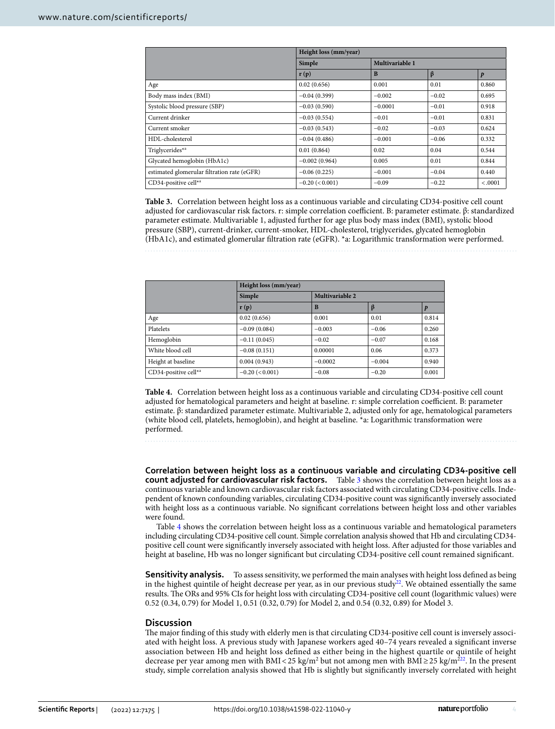| | Height loss (mm/year) | | | |
|---|---|---|---|---|
| | Simple | Multivariable 1 | | |
| | r (p) | B | β | *p* |
| Age | 0.02 (0.656) | 0.001 | 0.01 | 0.860 |
| Body mass index (BMI) | −0.04 (0.399) | −0.002 | −0.02 | 0.695 |
| Systolic blood pressure (SBP) | −0.03 (0.590) | −0.0001 | −0.01 | 0.918 |
| Current drinker | −0.03 (0.554) | −0.01 | −0.01 | 0.831 |
| Current smoker | −0.03 (0.543) | −0.02 | −0.03 | 0.624 |
| HDL-cholesterol | −0.04 (0.486) | −0.001 | −0.06 | 0.332 |
| Triglycerides*a | 0.01 (0.864) | 0.02 | 0.04 | 0.544 |
| Glycated hemoglobin (HbA1c) | −0.002 (0.964) | 0.005 | 0.01 | 0.844 |
| estimated glomerular filtration rate (eGFR) | −0.06 (0.225) | −0.001 | −0.04 | 0.440 |
| CD34-positive cell*a | −0.20 (< 0.001) | −0.09 | −0.22 | < .0001 |

**Table 3.** Correlation between height loss as a continuous variable and circulating CD34-positive cell count adjusted for cardiovascular risk factors. r: simple correlation coefficient. B: parameter estimate. β: standardized parameter estimate. Multivariable 1, adjusted further for age plus body mass index (BMI), systolic blood pressure (SBP), current-drinker, current-smoker, HDL-cholesterol, triglycerides, glycated hemoglobin (HbA1c), and estimated glomerular filtration rate (eGFR). *a: Logarithmic transformation were performed.

| | Height loss (mm/year) | | | |
|---|---|---|---|---|
| | Simple | Multivariable 2 | | |
| | r (p) | B | β | *p* |
| Age | 0.02 (0.656) | 0.001 | 0.01 | 0.814 |
| Platelets | −0.09 (0.084) | −0.003 | −0.06 | 0.260 |
| Hemoglobin | −0.11 (0.045) | −0.02 | −0.07 | 0.168 |
| White blood cell | −0.08 (0.151) | 0.00001 | 0.06 | 0.373 |
| Height at baseline | 0.004 (0.943) | −0.0002 | −0.004 | 0.940 |
| CD34-positive cell*a | −0.20 (< 0.001) | −0.08 | −0.20 | 0.001 |

**Table 4.** Correlation between height loss as a continuous variable and circulating CD34-positive cell count adjusted for hematological parameters and height at baseline. r: simple correlation coefficient. B: parameter estimate. β: standardized parameter estimate. Multivariable 2, adjusted only for age, hematological parameters (white blood cell, platelets, hemoglobin), and height at baseline. *a: Logarithmic transformation were performed.

**Correlation between height loss as a continuous variable and circulating CD34-positive cell count adjusted for cardiovascular risk factors.** Table 3 shows the correlation between height loss as a continuous variable and known cardiovascular risk factors associated with circulating CD34-positive cells. Independent of known confounding variables, circulating CD34-positive count was significantly inversely associated with height loss as a continuous variable. No significant correlations between height loss and other variables were found.

Table 4 shows the correlation between height loss as a continuous variable and hematological parameters including circulating CD34-positive cell count. Simple correlation analysis showed that Hb and circulating CD34-positive cell count were significantly inversely associated with height loss. After adjusted for those variables and height at baseline, Hb was no longer significant but circulating CD34-positive cell count remained significant.

**Sensitivity analysis.** To assess sensitivity, we performed the main analyses with height loss defined as being in the highest quintile of height decrease per year, as in our previous study[22]. We obtained essentially the same results. The ORs and 95% CIs for height loss with circulating CD34-positive cell count (logarithmic values) were 0.52 (0.34, 0.79) for Model 1, 0.51 (0.32, 0.79) for Model 2, and 0.54 (0.32, 0.89) for Model 3.

## Discussion

The major finding of this study with elderly men is that circulating CD34-positive cell count is inversely associated with height loss. A previous study with Japanese workers aged 40–74 years revealed a significant inverse association between Hb and height loss defined as either being in the highest quartile or quintile of height decrease per year among men with BMI < 25 kg/m$^2$ but not among men with BMI ≥ 25 kg/m$^2$[22]. In the present study, simple correlation analysis showed that Hb is slightly but significantly inversely correlated with height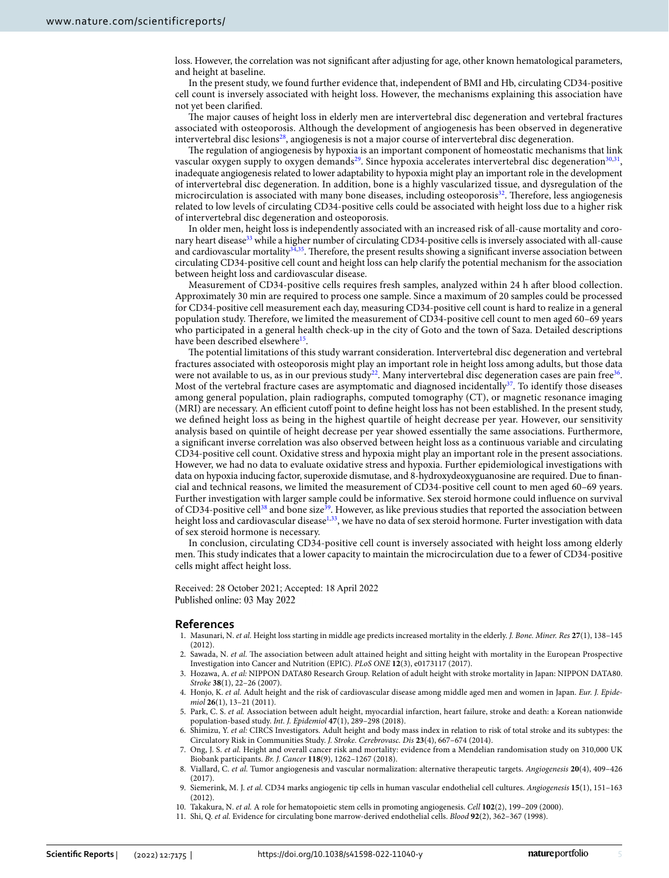loss. However, the correlation was not significant after adjusting for age, other known hematological parameters, and height at baseline.

In the present study, we found further evidence that, independent of BMI and Hb, circulating CD34-positive cell count is inversely associated with height loss. However, the mechanisms explaining this association have not yet been clarified.

The major causes of height loss in elderly men are intervertebral disc degeneration and vertebral fractures associated with osteoporosis. Although the development of angiogenesis has been observed in degenerative intervertebral disc lesions[28], angiogenesis is not a major course of intervertebral disc degeneration.

The regulation of angiogenesis by hypoxia is an important component of homeostatic mechanisms that link vascular oxygen supply to oxygen demands[29]. Since hypoxia accelerates intervertebral disc degeneration[30,31], inadequate angiogenesis related to lower adaptability to hypoxia might play an important role in the development of intervertebral disc degeneration. In addition, bone is a highly vascularized tissue, and dysregulation of the microcirculation is associated with many bone diseases, including osteoporosis[32]. Therefore, less angiogenesis related to low levels of circulating CD34-positive cells could be associated with height loss due to a higher risk of intervertebral disc degeneration and osteoporosis.

In older men, height loss is independently associated with an increased risk of all-cause mortality and coronary heart disease[33] while a higher number of circulating CD34-positive cells is inversely associated with all-cause and cardiovascular mortality[34,35]. Therefore, the present results showing a significant inverse association between circulating CD34-positive cell count and height loss can help clarify the potential mechanism for the association between height loss and cardiovascular disease.

Measurement of CD34-positive cells requires fresh samples, analyzed within 24 h after blood collection. Approximately 30 min are required to process one sample. Since a maximum of 20 samples could be processed for CD34-positive cell measurement each day, measuring CD34-positive cell count is hard to realize in a general population study. Therefore, we limited the measurement of CD34-positive cell count to men aged 60–69 years who participated in a general health check-up in the city of Goto and the town of Saza. Detailed descriptions have been described elsewhere[15].

The potential limitations of this study warrant consideration. Intervertebral disc degeneration and vertebral fractures associated with osteoporosis might play an important role in height loss among adults, but those data were not available to us, as in our previous study[22]. Many intervertebral disc degeneration cases are pain free[36]. Most of the vertebral fracture cases are asymptomatic and diagnosed incidentally[37]. To identify those diseases among general population, plain radiographs, computed tomography (CT), or magnetic resonance imaging (MRI) are necessary. An efficient cutoff point to define height loss has not been established. In the present study, we defined height loss as being in the highest quartile of height decrease per year. However, our sensitivity analysis based on quintile of height decrease per year showed essentially the same associations. Furthermore, a significant inverse correlation was also observed between height loss as a continuous variable and circulating CD34-positive cell count. Oxidative stress and hypoxia might play an important role in the present associations. However, we had no data to evaluate oxidative stress and hypoxia. Further epidemiological investigations with data on hypoxia inducing factor, superoxide dismutase, and 8-hydroxydeoxyguanosine are required. Due to financial and technical reasons, we limited the measurement of CD34-positive cell count to men aged 60–69 years. Further investigation with larger sample could be informative. Sex steroid hormone could influence on survival of CD34-positive cell[38] and bone size[39]. However, as like previous studies that reported the association between height loss and cardiovascular disease[1,33], we have no data of sex steroid hormone. Furter investigation with data of sex steroid hormone is necessary.

In conclusion, circulating CD34-positive cell count is inversely associated with height loss among elderly men. This study indicates that a lower capacity to maintain the microcirculation due to a fewer of CD34-positive cells might affect height loss.

Received: 28 October 2021; Accepted: 18 April 2022
Published online: 03 May 2022

## References

1. Masunari, N. *et al.* Height loss starting in middle age predicts increased mortality in the elderly. *J. Bone. Miner. Res* **27**(1), 138–145 (2012).
2. Sawada, N. *et al.* The association between adult attained height and sitting height with mortality in the European Prospective Investigation into Cancer and Nutrition (EPIC). *PLoS ONE* **12**(3), e0173117 (2017).
3. Hozawa, A. *et al:* NIPPON DATA80 Research Group. Relation of adult height with stroke mortality in Japan: NIPPON DATA80. *Stroke* **38**(1), 22–26 (2007).
4. Honjo, K. *et al.* Adult height and the risk of cardiovascular disease among middle aged men and women in Japan. *Eur. J. Epidemiol* **26**(1), 13–21 (2011).
5. Park, C. S. *et al.* Association between adult height, myocardial infarction, heart failure, stroke and death: a Korean nationwide population-based study. *Int. J. Epidemiol* **47**(1), 289–298 (2018).
6. Shimizu, Y. *et al:* CIRCS Investigators. Adult height and body mass index in relation to risk of total stroke and its subtypes: the Circulatory Risk in Communities Study. *J. Stroke. Cerebrovasc. Dis* **23**(4), 667–674 (2014).
7. Ong, J. S. *et al.* Height and overall cancer risk and mortality: evidence from a Mendelian randomisation study on 310,000 UK Biobank participants. *Br. J. Cancer* **118**(9), 1262–1267 (2018).
8. Viallard, C. *et al.* Tumor angiogenesis and vascular normalization: alternative therapeutic targets. *Angiogenesis* **20**(4), 409–426 (2017).
9. Siemerink, M. J. *et al.* CD34 marks angiogenic tip cells in human vascular endothelial cell cultures. *Angiogenesis* **15**(1), 151–163 (2012).
10. Takakura, N. *et al.* A role for hematopoietic stem cells in promoting angiogenesis. *Cell* **102**(2), 199–209 (2000).
11. Shi, Q. *et al.* Evidence for circulating bone marrow-derived endothelial cells. *Blood* **92**(2), 362–367 (1998).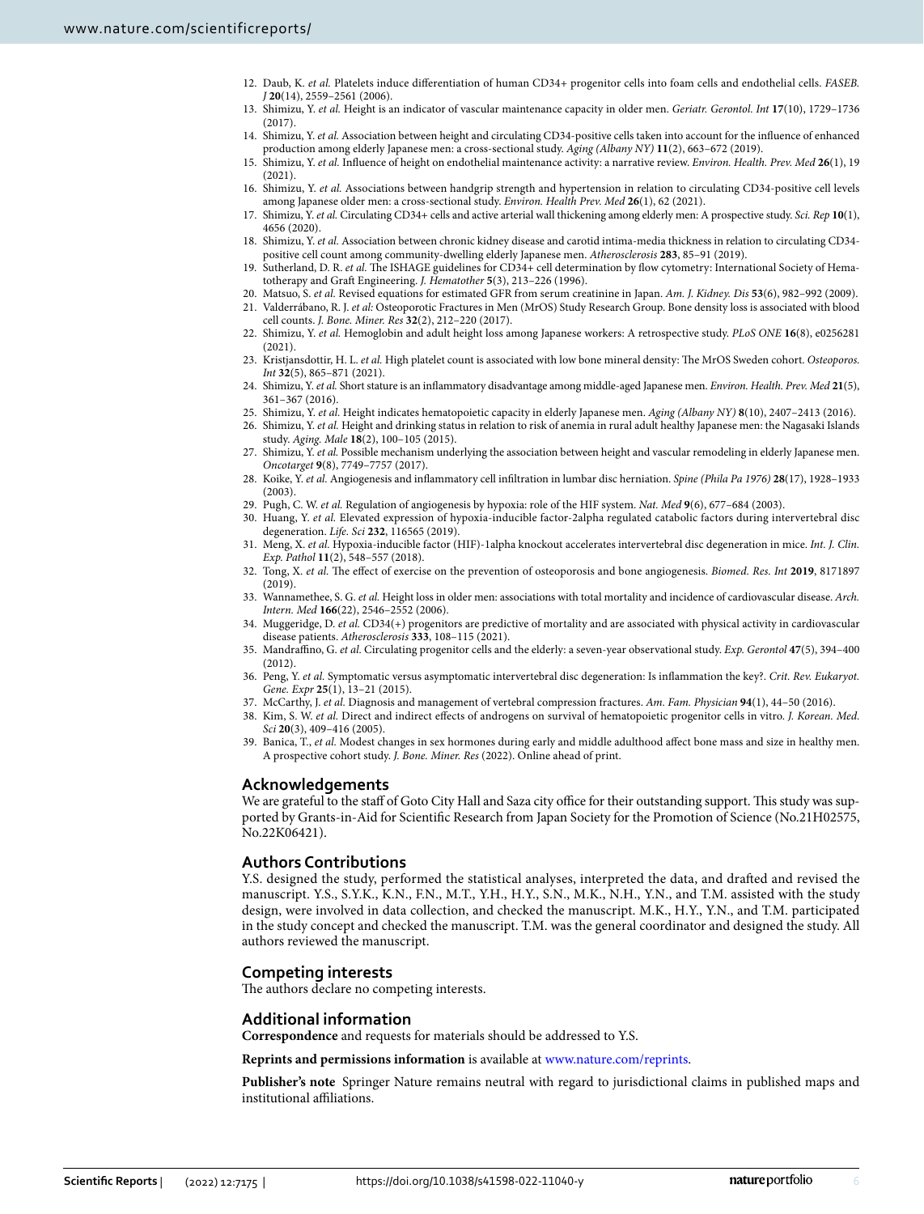12. Daub, K. *et al.* Platelets induce differentiation of human CD34+ progenitor cells into foam cells and endothelial cells. *FASEB. J* **20**(14), 2559–2561 (2006).
13. Shimizu, Y. *et al.* Height is an indicator of vascular maintenance capacity in older men. *Geriatr. Gerontol. Int* **17**(10), 1729–1736 (2017).
14. Shimizu, Y. *et al.* Association between height and circulating CD34-positive cells taken into account for the influence of enhanced production among elderly Japanese men: a cross-sectional study. *Aging (Albany NY)* **11**(2), 663–672 (2019).
15. Shimizu, Y. *et al.* Influence of height on endothelial maintenance activity: a narrative review. *Environ. Health. Prev. Med* **26**(1), 19 (2021).
16. Shimizu, Y. *et al.* Associations between handgrip strength and hypertension in relation to circulating CD34-positive cell levels among Japanese older men: a cross-sectional study. *Environ. Health Prev. Med* **26**(1), 62 (2021).
17. Shimizu, Y. *et al.* Circulating CD34+ cells and active arterial wall thickening among elderly men: A prospective study. *Sci. Rep* **10**(1), 4656 (2020).
18. Shimizu, Y. *et al.* Association between chronic kidney disease and carotid intima-media thickness in relation to circulating CD34-positive cell count among community-dwelling elderly Japanese men. *Atherosclerosis* **283**, 85–91 (2019).
19. Sutherland, D. R. *et al.* The ISHAGE guidelines for CD34+ cell determination by flow cytometry: International Society of Hematotherapy and Graft Engineering. *J. Hematother* **5**(3), 213–226 (1996).
20. Matsuo, S. *et al.* Revised equations for estimated GFR from serum creatinine in Japan. *Am. J. Kidney. Dis* **53**(6), 982–992 (2009).
21. Valderrábano, R. J. *et al:* Osteoporotic Fractures in Men (MrOS) Study Research Group. Bone density loss is associated with blood cell counts. *J. Bone. Miner. Res* **32**(2), 212–220 (2017).
22. Shimizu, Y. *et al.* Hemoglobin and adult height loss among Japanese workers: A retrospective study. *PLoS ONE* **16**(8), e0256281 (2021).
23. Kristjansdottir, H. L. *et al.* High platelet count is associated with low bone mineral density: The MrOS Sweden cohort. *Osteoporos. Int* **32**(5), 865–871 (2021).
24. Shimizu, Y. *et al.* Short stature is an inflammatory disadvantage among middle-aged Japanese men. *Environ. Health. Prev. Med* **21**(5), 361–367 (2016).
25. Shimizu, Y. *et al.* Height indicates hematopoietic capacity in elderly Japanese men. *Aging (Albany NY)* **8**(10), 2407–2413 (2016).
26. Shimizu, Y. *et al.* Height and drinking status in relation to risk of anemia in rural adult healthy Japanese men: the Nagasaki Islands study. *Aging. Male* **18**(2), 100–105 (2015).
27. Shimizu, Y. *et al.* Possible mechanism underlying the association between height and vascular remodeling in elderly Japanese men. *Oncotarget* **9**(8), 7749–7757 (2017).
28. Koike, Y. *et al.* Angiogenesis and inflammatory cell infiltration in lumbar disc herniation. *Spine (Phila Pa 1976)* **28**(17), 1928–1933 (2003).
29. Pugh, C. W. *et al.* Regulation of angiogenesis by hypoxia: role of the HIF system. *Nat. Med* **9**(6), 677–684 (2003).
30. Huang, Y. *et al.* Elevated expression of hypoxia-inducible factor-2alpha regulated catabolic factors during intervertebral disc degeneration. *Life. Sci* **232**, 116565 (2019).
31. Meng, X. *et al.* Hypoxia-inducible factor (HIF)-1alpha knockout accelerates intervertebral disc degeneration in mice. *Int. J. Clin. Exp. Pathol* **11**(2), 548–557 (2018).
32. Tong, X. *et al.* The effect of exercise on the prevention of osteoporosis and bone angiogenesis. *Biomed. Res. Int* **2019**, 8171897 (2019).
33. Wannamethee, S. G. *et al.* Height loss in older men: associations with total mortality and incidence of cardiovascular disease. *Arch. Intern. Med* **166**(22), 2546–2552 (2006).
34. Muggeridge, D. *et al.* CD34(+) progenitors are predictive of mortality and are associated with physical activity in cardiovascular disease patients. *Atherosclerosis* **333**, 108–115 (2021).
35. Mandraffino, G. *et al.* Circulating progenitor cells and the elderly: a seven-year observational study. *Exp. Gerontol* **47**(5), 394–400 (2012).
36. Peng, Y. *et al.* Symptomatic versus asymptomatic intervertebral disc degeneration: Is inflammation the key?. *Crit. Rev. Eukaryot. Gene. Expr* **25**(1), 13–21 (2015).
37. McCarthy, J. *et al.* Diagnosis and management of vertebral compression fractures. *Am. Fam. Physician* **94**(1), 44–50 (2016).
38. Kim, S. W. *et al.* Direct and indirect effects of androgens on survival of hematopoietic progenitor cells in vitro. *J. Korean. Med. Sci* **20**(3), 409–416 (2005).
39. Banica, T., *et al.* Modest changes in sex hormones during early and middle adulthood affect bone mass and size in healthy men. A prospective cohort study. *J. Bone. Miner. Res* (2022). Online ahead of print.

## Acknowledgements

We are grateful to the staff of Goto City Hall and Saza city office for their outstanding support. This study was supported by Grants-in-Aid for Scientific Research from Japan Society for the Promotion of Science (No.21H02575, No.22K06421).

## Authors Contributions

Y.S. designed the study, performed the statistical analyses, interpreted the data, and drafted and revised the manuscript. Y.S., S.Y.K., K.N., F.N., M.T., Y.H., H.Y., S.N., M.K., N.H., Y.N., and T.M. assisted with the study design, were involved in data collection, and checked the manuscript. M.K., H.Y., Y.N., and T.M. participated in the study concept and checked the manuscript. T.M. was the general coordinator and designed the study. All authors reviewed the manuscript.

## Competing interests

The authors declare no competing interests.

## Additional information

**Correspondence** and requests for materials should be addressed to Y.S.

**Reprints and permissions information** is available at www.nature.com/reprints.

**Publisher's note** Springer Nature remains neutral with regard to jurisdictional claims in published maps and institutional affiliations.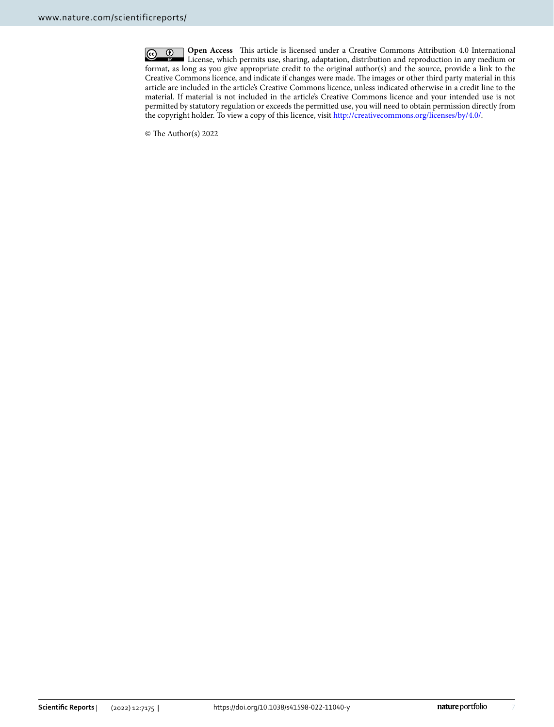**Open Access** This article is licensed under a Creative Commons Attribution 4.0 International License, which permits use, sharing, adaptation, distribution and reproduction in any medium or format, as long as you give appropriate credit to the original author(s) and the source, provide a link to the Creative Commons licence, and indicate if changes were made. The images or other third party material in this article are included in the article's Creative Commons licence, unless indicated otherwise in a credit line to the material. If material is not included in the article's Creative Commons licence and your intended use is not permitted by statutory regulation or exceeds the permitted use, you will need to obtain permission directly from the copyright holder. To view a copy of this licence, visit http://creativecommons.org/licenses/by/4.0/.

© The Author(s) 2022